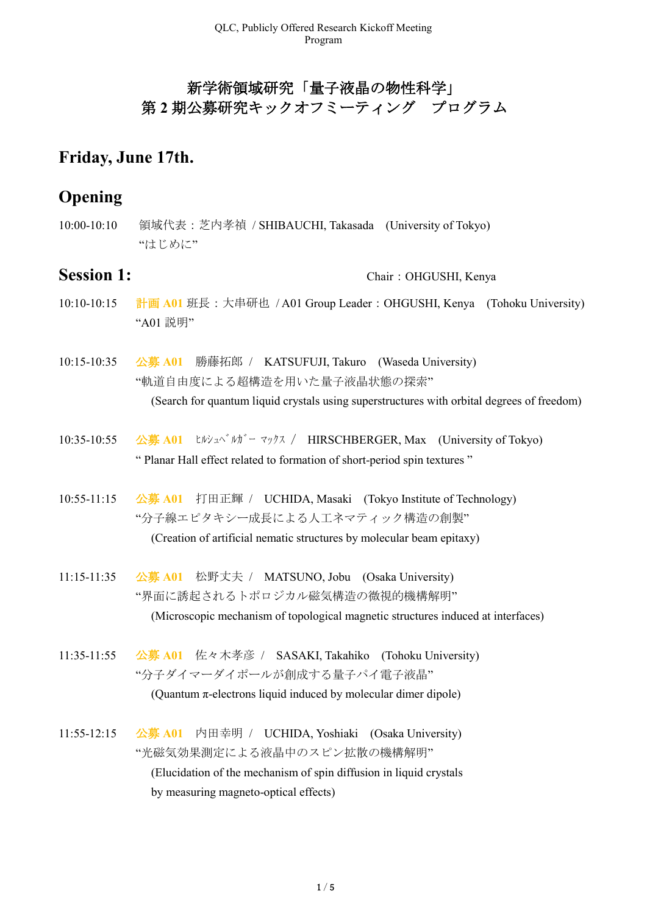# 新学術領域研究「量子液晶の物性科学」
# 第 2 期公募研究キックオフミーティング　プログラム

## Friday, June 17th.

## Opening

10:00-10:10　領域代表：芝内孝禎 / SHIBAUCHI, Takasada　(University of Tokyo)
"はじめに"

## Session 1:

Chair：OHGUSHI, Kenya

10:10-10:15　計画 A01 班長：大串研也 / A01 Group Leader：OHGUSHI, Kenya　(Tohoku University)
"A01 説明"

10:15-10:35　公募 A01　勝藤拓郎 /　KATSUFUJI, Takuro　(Waseda University)
"軌道自由度による超構造を用いた量子液晶状態の探索"
(Search for quantum liquid crystals using superstructures with orbital degrees of freedom)

10:35-10:55　公募 A01　ﾋﾙｼｭﾍﾞﾙｶﾞｰ ﾏｯｸｽ /　HIRSCHBERGER, Max　(University of Tokyo)
" Planar Hall effect related to formation of short-period spin textures "

10:55-11:15　公募 A01　打田正輝 /　UCHIDA, Masaki　(Tokyo Institute of Technology)
"分子線エピタキシー成長による人工ネマティック構造の創製"
(Creation of artificial nematic structures by molecular beam epitaxy)

11:15-11:35　公募 A01　松野丈夫 /　MATSUNO, Jobu　(Osaka University)
"界面に誘起されるトポロジカル磁気構造の微視的機構解明"
(Microscopic mechanism of topological magnetic structures induced at interfaces)

11:35-11:55　公募 A01　佐々木孝彦 /　SASAKI, Takahiko　(Tohoku University)
"分子ダイマーダイポールが創成する量子パイ電子液晶"
(Quantum π-electrons liquid induced by molecular dimer dipole)

11:55-12:15　公募 A01　内田幸明 /　UCHIDA, Yoshiaki　(Osaka University)
"光磁気効果測定による液晶中のスピン拡散の機構解明"
(Elucidation of the mechanism of spin diffusion in liquid crystals by measuring magneto-optical effects)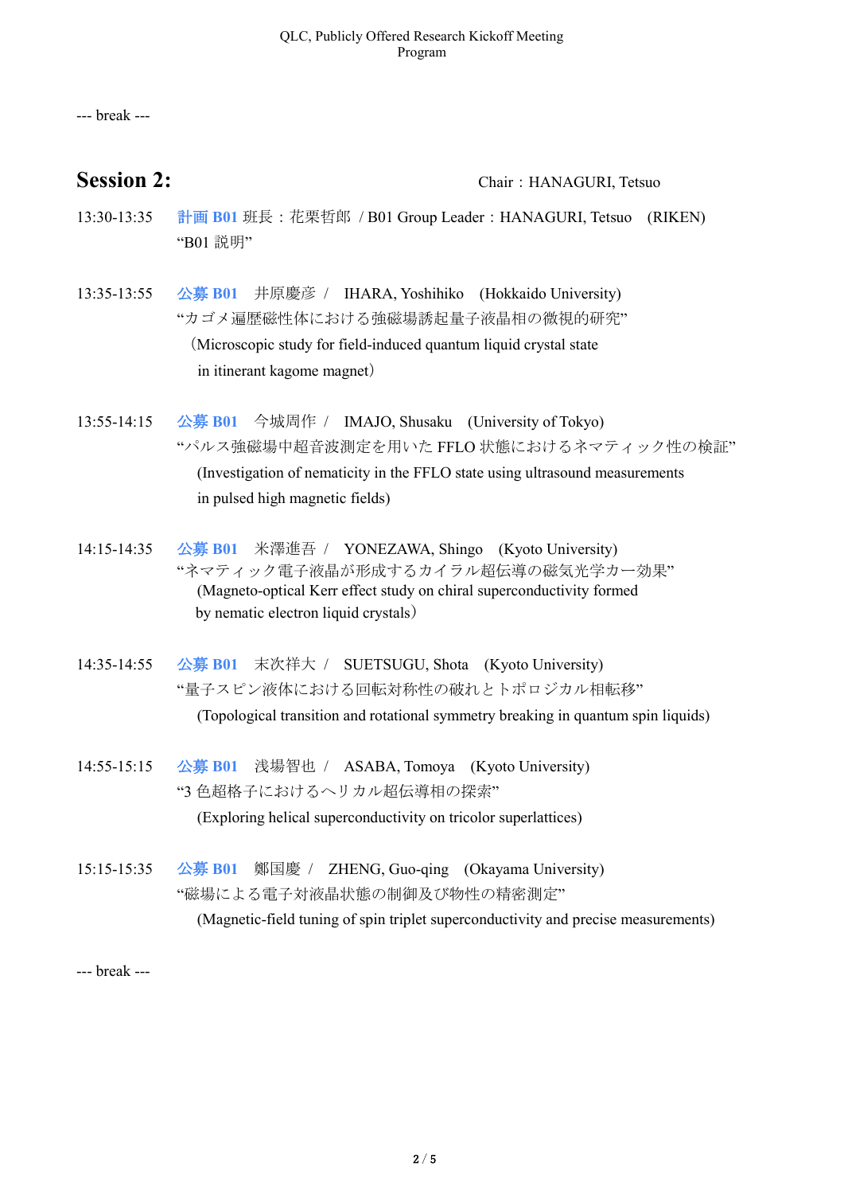--- break ---

## Session 2: Chair：HANAGURI, Tetsuo

13:30-13:35 計画 B01 班長：花栗哲郎 / B01 Group Leader：HANAGURI, Tetsuo (RIKEN)
"B01 説明"

13:35-13:55 公募 B01 井原慶彦 / IHARA, Yoshihiko (Hokkaido University)
"カゴメ遍歴磁性体における強磁場誘起量子液晶相の微視的研究"
（Microscopic study for field-induced quantum liquid crystal state in itinerant kagome magnet）

13:55-14:15 公募 B01 今城周作 / IMAJO, Shusaku (University of Tokyo)
"パルス強磁場中超音波測定を用いた FFLO 状態におけるネマティック性の検証"
(Investigation of nematicity in the FFLO state using ultrasound measurements in pulsed high magnetic fields)

14:15-14:35 公募 B01 米澤進吾 / YONEZAWA, Shingo (Kyoto University)
"ネマティック電子液晶が形成するカイラル超伝導の磁気光学カー効果"
(Magneto-optical Kerr effect study on chiral superconductivity formed by nematic electron liquid crystals）

14:35-14:55 公募 B01 末次祥大 / SUETSUGU, Shota (Kyoto University)
"量子スピン液体における回転対称性の破れとトポロジカル相転移"
(Topological transition and rotational symmetry breaking in quantum spin liquids)

14:55-15:15 公募 B01 浅場智也 / ASABA, Tomoya (Kyoto University)
"3 色超格子におけるヘリカル超伝導相の探索"
(Exploring helical superconductivity on tricolor superlattices)

15:15-15:35 公募 B01 鄭国慶 / ZHENG, Guo-qing (Okayama University)
"磁場による電子対液晶状態の制御及び物性の精密測定"
(Magnetic-field tuning of spin triplet superconductivity and precise measurements)

--- break ---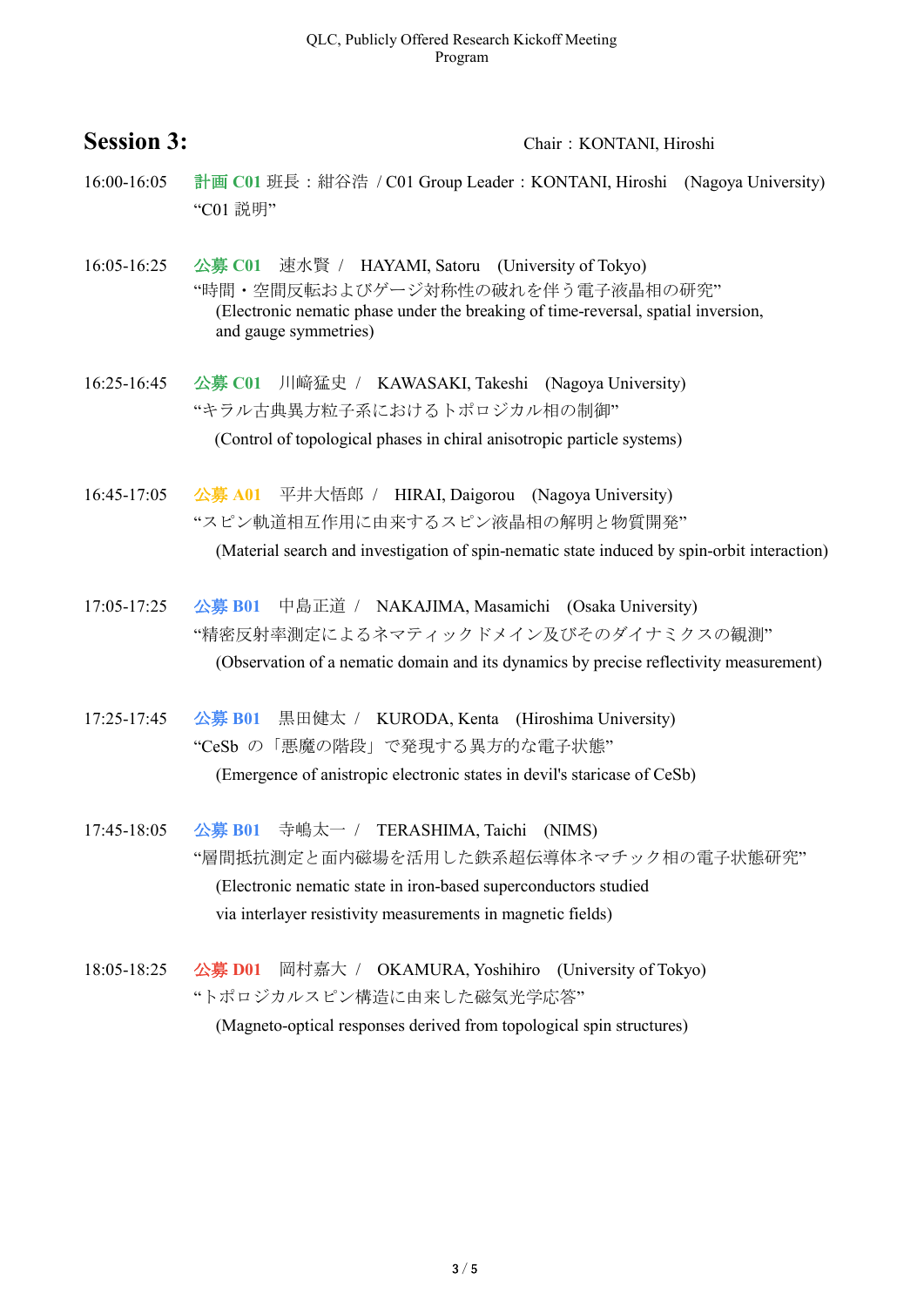## Session 3:

Chair：KONTANI, Hiroshi

16:00-16:05 **計画 C01** 班長：紺谷浩 / C01 Group Leader：KONTANI, Hiroshi (Nagoya University)
"C01 説明"

16:05-16:25 **公募 C01** 速水賢 / HAYAMI, Satoru (University of Tokyo)
"時間・空間反転およびゲージ対称性の破れを伴う電子液晶相の研究"
(Electronic nematic phase under the breaking of time-reversal, spatial inversion, and gauge symmetries)

16:25-16:45 **公募 C01** 川﨑猛史 / KAWASAKI, Takeshi (Nagoya University)
"キラル古典異方粒子系におけるトポロジカル相の制御"
(Control of topological phases in chiral anisotropic particle systems)

16:45-17:05 **公募 A01** 平井大悟郎 / HIRAI, Daigorou (Nagoya University)
"スピン軌道相互作用に由来するスピン液晶相の解明と物質開発"
(Material search and investigation of spin-nematic state induced by spin-orbit interaction)

17:05-17:25 **公募 B01** 中島正道 / NAKAJIMA, Masamichi (Osaka University)
"精密反射率測定によるネマティックドメイン及びそのダイナミクスの観測"
(Observation of a nematic domain and its dynamics by precise reflectivity measurement)

17:25-17:45 **公募 B01** 黒田健太 / KURODA, Kenta (Hiroshima University)
"CeSb の「悪魔の階段」で発現する異方的な電子状態"
(Emergence of anistropic electronic states in devil's staricase of CeSb)

17:45-18:05 **公募 B01** 寺嶋太一 / TERASHIMA, Taichi (NIMS)
"層間抵抗測定と面内磁場を活用した鉄系超伝導体ネマチック相の電子状態研究"
(Electronic nematic state in iron-based superconductors studied via interlayer resistivity measurements in magnetic fields)

18:05-18:25 **公募 D01** 岡村嘉大 / OKAMURA, Yoshihiro (University of Tokyo)
"トポロジカルスピン構造に由来した磁気光学応答"
(Magneto-optical responses derived from topological spin structures)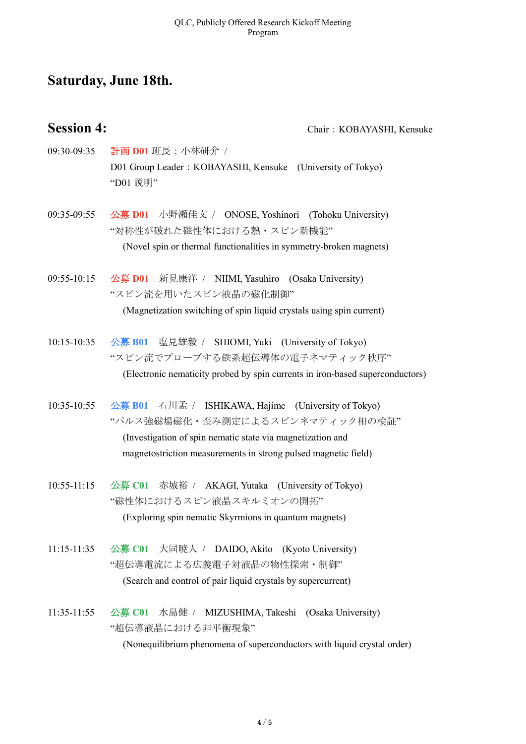## Saturday, June 18th.

### Session 4:

Chair：KOBAYASHI, Kensuke

09:30-09:35　計画 D01 班長：小林研介 /
D01 Group Leader：KOBAYASHI, Kensuke　(University of Tokyo)
“D01 説明”

09:35-09:55　公募 D01　小野瀬佳文 /　ONOSE, Yoshinori　(Tohoku University)
“対称性が破れた磁性体における熱・スピン新機能”
(Novel spin or thermal functionalities in symmetry-broken magnets)

09:55-10:15　公募 D01　新見康洋 /　NIIMI, Yasuhiro　(Osaka University)
“スピン流を用いたスピン液晶の磁化制御”
(Magnetization switching of spin liquid crystals using spin current)

10:15-10:35　公募 B01　塩見雄毅 /　SHIOMI, Yuki　(University of Tokyo)
“スピン流でプローブする鉄系超伝導体の電子ネマティック秩序”
(Electronic nematicity probed by spin currents in iron-based superconductors)

10:35-10:55　公募 B01　石川孟 /　ISHIKAWA, Hajime　(University of Tokyo)
“パルス強磁場磁化・歪み測定によるスピンネマティック相の検証”
(Investigation of spin nematic state via magnetization and magnetostriction measurements in strong pulsed magnetic field)

10:55-11:15　公募 C01　赤城裕 /　AKAGI, Yutaka　(University of Tokyo)
“磁性体におけるスピン液晶スキルミオンの開拓”
(Exploring spin nematic Skyrmions in quantum magnets)

11:15-11:35　公募 C01　大同暁人 /　DAIDO, Akito　(Kyoto University)
“超伝導電流による広義電子対液晶の物性探索・制御”
(Search and control of pair liquid crystals by supercurrent)

11:35-11:55　公募 C01　水島健 /　MIZUSHIMA, Takeshi　(Osaka University)
“超伝導液晶における非平衡現象”
(Nonequilibrium phenomena of superconductors with liquid crystal order)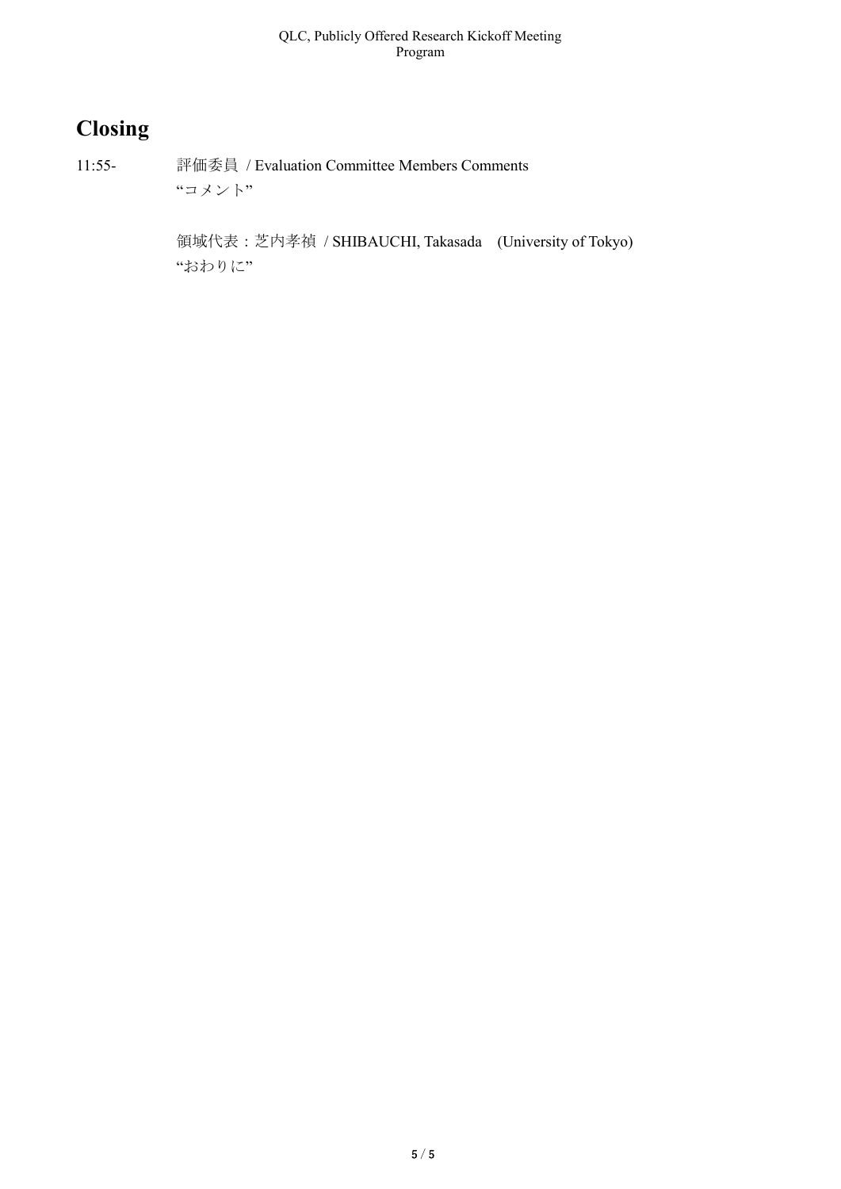# Closing

11:55- 評価委員 / Evaluation Committee Members Comments
"コメント"

領域代表：芝内孝禎 / SHIBAUCHI, Takasada (University of Tokyo)
"おわりに"